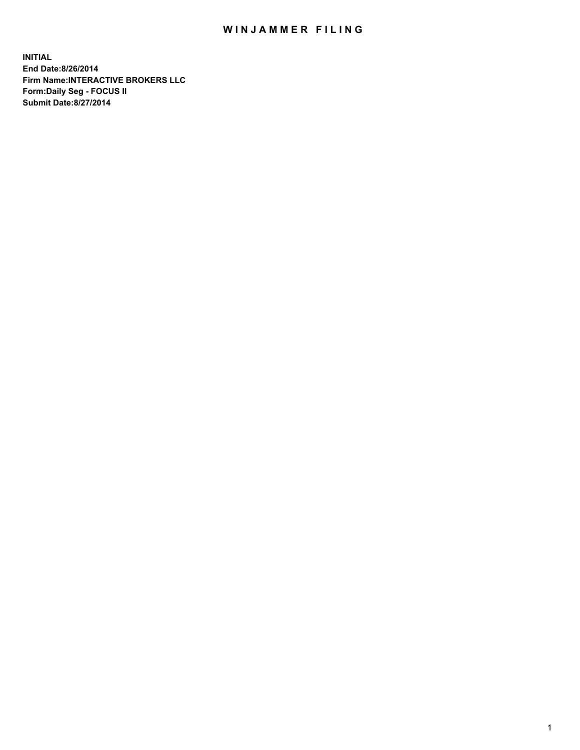# WINJAMMER FILING

**INITIAL**
**End Date:8/26/2014**
**Firm Name:INTERACTIVE BROKERS LLC**
**Form:Daily Seg - FOCUS II**
**Submit Date:8/27/2014**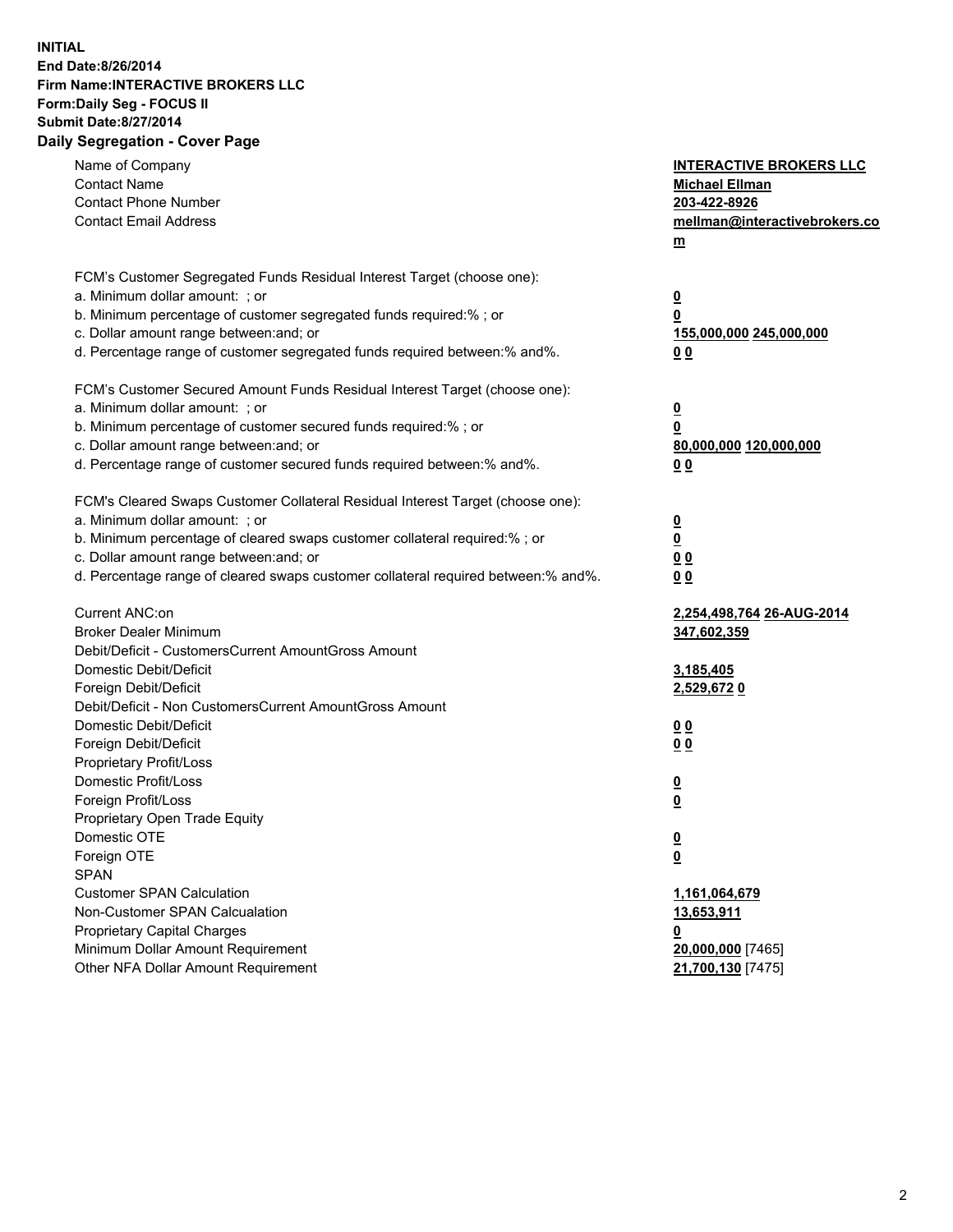**INITIAL**
**End Date:8/26/2014**
**Firm Name:INTERACTIVE BROKERS LLC**
**Form:Daily Seg - FOCUS II**
**Submit Date:8/27/2014**

## Daily Segregation - Cover Page

| | |
|---|---|
| Name of Company | **INTERACTIVE BROKERS LLC** |
| Contact Name | **Michael Ellman** |
| Contact Phone Number | **203-422-8926** |
| Contact Email Address | **mellman@interactivebrokers.com** |
| FCM's Customer Segregated Funds Residual Interest Target (choose one): | |
| a. Minimum dollar amount: ; or | **0** |
| b. Minimum percentage of customer segregated funds required:% ; or | **0** |
| c. Dollar amount range between:and; or | **155,000,000 245,000,000** |
| d. Percentage range of customer segregated funds required between:% and%. | **0 0** |
| FCM's Customer Secured Amount Funds Residual Interest Target (choose one): | |
| a. Minimum dollar amount: ; or | **0** |
| b. Minimum percentage of customer secured funds required:% ; or | **0** |
| c. Dollar amount range between:and; or | **80,000,000 120,000,000** |
| d. Percentage range of customer secured funds required between:% and%. | **0 0** |
| FCM's Cleared Swaps Customer Collateral Residual Interest Target (choose one): | |
| a. Minimum dollar amount: ; or | **0** |
| b. Minimum percentage of cleared swaps customer collateral required:% ; or | **0** |
| c. Dollar amount range between:and; or | **0 0** |
| d. Percentage range of cleared swaps customer collateral required between:% and%. | **0 0** |
| Current ANC:on | **2,254,498,764 26-AUG-2014** |
| Broker Dealer Minimum | **347,602,359** |
| Debit/Deficit - CustomersCurrent AmountGross Amount | |
| Domestic Debit/Deficit | **3,185,405** |
| Foreign Debit/Deficit | **2,529,672 0** |
| Debit/Deficit - Non CustomersCurrent AmountGross Amount | |
| Domestic Debit/Deficit | **0 0** |
| Foreign Debit/Deficit | **0 0** |
| Proprietary Profit/Loss | |
| Domestic Profit/Loss | **0** |
| Foreign Profit/Loss | **0** |
| Proprietary Open Trade Equity | |
| Domestic OTE | **0** |
| Foreign OTE | **0** |
| SPAN | |
| Customer SPAN Calculation | **1,161,064,679** |
| Non-Customer SPAN Calcualation | **13,653,911** |
| Proprietary Capital Charges | **0** |
| Minimum Dollar Amount Requirement | **20,000,000** [7465] |
| Other NFA Dollar Amount Requirement | **21,700,130** [7475] |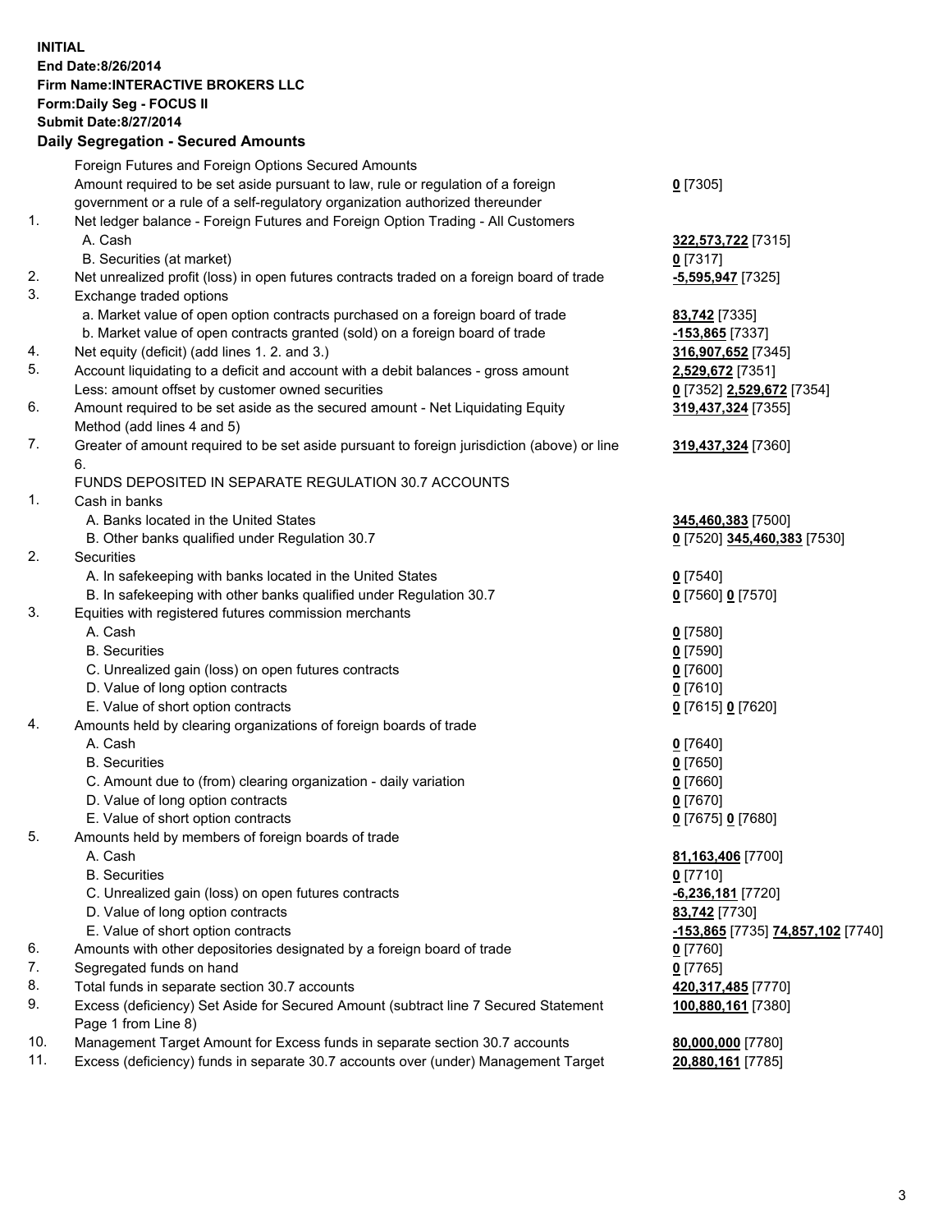**INITIAL**
**End Date:8/26/2014**
**Firm Name:INTERACTIVE BROKERS LLC**
**Form:Daily Seg - FOCUS II**
**Submit Date:8/27/2014**

**Daily Segregation - Secured Amounts**

| | | |
|---|---|---|
| | Foreign Futures and Foreign Options Secured Amounts | |
| | Amount required to be set aside pursuant to law, rule or regulation of a foreign government or a rule of a self-regulatory organization authorized thereunder | **0** [7305] |
| 1. | Net ledger balance - Foreign Futures and Foreign Option Trading - All Customers | |
| | A. Cash | **322,573,722** [7315] |
| | B. Securities (at market) | **0** [7317] |
| 2. | Net unrealized profit (loss) in open futures contracts traded on a foreign board of trade | **-5,595,947** [7325] |
| 3. | Exchange traded options | |
| | a. Market value of open option contracts purchased on a foreign board of trade | **83,742** [7335] |
| | b. Market value of open contracts granted (sold) on a foreign board of trade | **-153,865** [7337] |
| 4. | Net equity (deficit) (add lines 1. 2. and 3.) | **316,907,652** [7345] |
| 5. | Account liquidating to a deficit and account with a debit balances - gross amount | **2,529,672** [7351] |
| | Less: amount offset by customer owned securities | **0** [7352] **2,529,672** [7354] |
| 6. | Amount required to be set aside as the secured amount - Net Liquidating Equity Method (add lines 4 and 5) | **319,437,324** [7355] |
| 7. | Greater of amount required to be set aside pursuant to foreign jurisdiction (above) or line 6. | **319,437,324** [7360] |
| | FUNDS DEPOSITED IN SEPARATE REGULATION 30.7 ACCOUNTS | |
| 1. | Cash in banks | |
| | A. Banks located in the United States | **345,460,383** [7500] |
| | B. Other banks qualified under Regulation 30.7 | **0** [7520] **345,460,383** [7530] |
| 2. | Securities | |
| | A. In safekeeping with banks located in the United States | **0** [7540] |
| | B. In safekeeping with other banks qualified under Regulation 30.7 | **0** [7560] **0** [7570] |
| 3. | Equities with registered futures commission merchants | |
| | A. Cash | **0** [7580] |
| | B. Securities | **0** [7590] |
| | C. Unrealized gain (loss) on open futures contracts | **0** [7600] |
| | D. Value of long option contracts | **0** [7610] |
| | E. Value of short option contracts | **0** [7615] **0** [7620] |
| 4. | Amounts held by clearing organizations of foreign boards of trade | |
| | A. Cash | **0** [7640] |
| | B. Securities | **0** [7650] |
| | C. Amount due to (from) clearing organization - daily variation | **0** [7660] |
| | D. Value of long option contracts | **0** [7670] |
| | E. Value of short option contracts | **0** [7675] **0** [7680] |
| 5. | Amounts held by members of foreign boards of trade | |
| | A. Cash | **81,163,406** [7700] |
| | B. Securities | **0** [7710] |
| | C. Unrealized gain (loss) on open futures contracts | **-6,236,181** [7720] |
| | D. Value of long option contracts | **83,742** [7730] |
| | E. Value of short option contracts | **-153,865** [7735] **74,857,102** [7740] |
| 6. | Amounts with other depositories designated by a foreign board of trade | **0** [7760] |
| 7. | Segregated funds on hand | **0** [7765] |
| 8. | Total funds in separate section 30.7 accounts | **420,317,485** [7770] |
| 9. | Excess (deficiency) Set Aside for Secured Amount (subtract line 7 Secured Statement Page 1 from Line 8) | **100,880,161** [7380] |
| 10. | Management Target Amount for Excess funds in separate section 30.7 accounts | **80,000,000** [7780] |
| 11. | Excess (deficiency) funds in separate 30.7 accounts over (under) Management Target | **20,880,161** [7785] |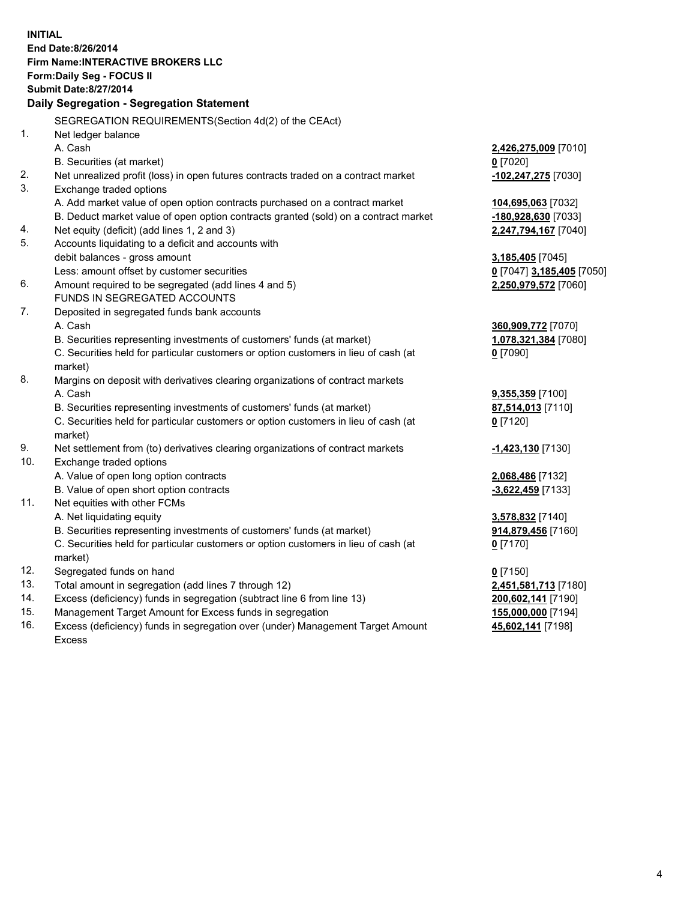**INITIAL**
**End Date:8/26/2014**
**Firm Name:INTERACTIVE BROKERS LLC**
**Form:Daily Seg - FOCUS II**
**Submit Date:8/27/2014**

**Daily Segregation - Segregation Statement**

SEGREGATION REQUIREMENTS(Section 4d(2) of the CEAct)

| | | |
|---|---|---|
| 1. | Net ledger balance | |
| | A. Cash | **2,426,275,009** [7010] |
| | B. Securities (at market) | **0** [7020] |
| 2. | Net unrealized profit (loss) in open futures contracts traded on a contract market | **-102,247,275** [7030] |
| 3. | Exchange traded options | |
| | A. Add market value of open option contracts purchased on a contract market | **104,695,063** [7032] |
| | B. Deduct market value of open option contracts granted (sold) on a contract market | **-180,928,630** [7033] |
| 4. | Net equity (deficit) (add lines 1, 2 and 3) | **2,247,794,167** [7040] |
| 5. | Accounts liquidating to a deficit and accounts with debit balances - gross amount | **3,185,405** [7045] |
| | Less: amount offset by customer securities | **0** [7047] **3,185,405** [7050] |
| 6. | Amount required to be segregated (add lines 4 and 5) | **2,250,979,572** [7060] |
| | FUNDS IN SEGREGATED ACCOUNTS | |
| 7. | Deposited in segregated funds bank accounts | |
| | A. Cash | **360,909,772** [7070] |
| | B. Securities representing investments of customers' funds (at market) | **1,078,321,384** [7080] |
| | C. Securities held for particular customers or option customers in lieu of cash (at market) | **0** [7090] |
| 8. | Margins on deposit with derivatives clearing organizations of contract markets | |
| | A. Cash | **9,355,359** [7100] |
| | B. Securities representing investments of customers' funds (at market) | **87,514,013** [7110] |
| | C. Securities held for particular customers or option customers in lieu of cash (at market) | **0** [7120] |
| 9. | Net settlement from (to) derivatives clearing organizations of contract markets | **-1,423,130** [7130] |
| 10. | Exchange traded options | |
| | A. Value of open long option contracts | **2,068,486** [7132] |
| | B. Value of open short option contracts | **-3,622,459** [7133] |
| 11. | Net equities with other FCMs | |
| | A. Net liquidating equity | **3,578,832** [7140] |
| | B. Securities representing investments of customers' funds (at market) | **914,879,456** [7160] |
| | C. Securities held for particular customers or option customers in lieu of cash (at market) | **0** [7170] |
| 12. | Segregated funds on hand | **0** [7150] |
| 13. | Total amount in segregation (add lines 7 through 12) | **2,451,581,713** [7180] |
| 14. | Excess (deficiency) funds in segregation (subtract line 6 from line 13) | **200,602,141** [7190] |
| 15. | Management Target Amount for Excess funds in segregation | **155,000,000** [7194] |
| 16. | Excess (deficiency) funds in segregation over (under) Management Target Amount Excess | **45,602,141** [7198] |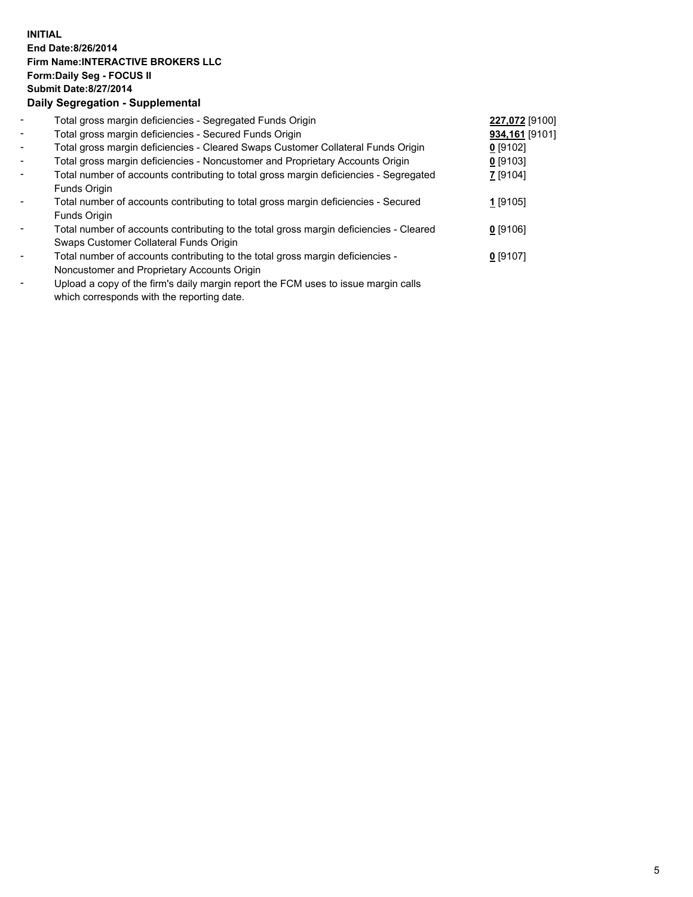**INITIAL**
**End Date:8/26/2014**
**Firm Name:INTERACTIVE BROKERS LLC**
**Form:Daily Seg - FOCUS II**
**Submit Date:8/27/2014**
### Daily Segregation - Supplemental

| | | |
|---|---|---|
| - | Total gross margin deficiencies - Segregated Funds Origin | **227,072** [9100] |
| - | Total gross margin deficiencies - Secured Funds Origin | **934,161** [9101] |
| - | Total gross margin deficiencies - Cleared Swaps Customer Collateral Funds Origin | **0** [9102] |
| - | Total gross margin deficiencies - Noncustomer and Proprietary Accounts Origin | **0** [9103] |
| - | Total number of accounts contributing to total gross margin deficiencies - Segregated Funds Origin | **7** [9104] |
| - | Total number of accounts contributing to total gross margin deficiencies - Secured Funds Origin | **1** [9105] |
| - | Total number of accounts contributing to the total gross margin deficiencies - Cleared Swaps Customer Collateral Funds Origin | **0** [9106] |
| - | Total number of accounts contributing to the total gross margin deficiencies - Noncustomer and Proprietary Accounts Origin | **0** [9107] |
| - | Upload a copy of the firm's daily margin report the FCM uses to issue margin calls which corresponds with the reporting date. | |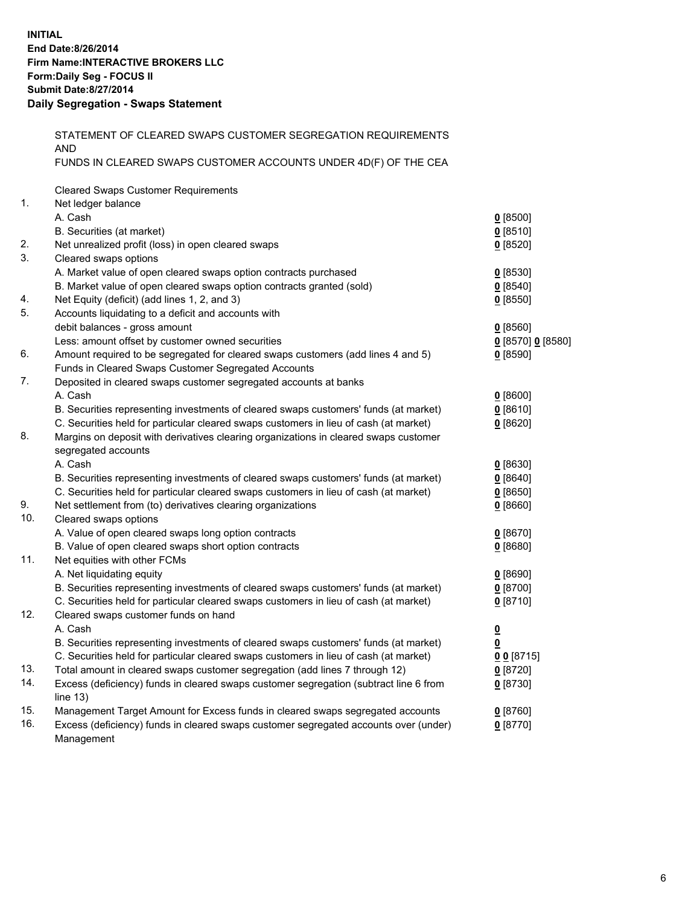**INITIAL**
**End Date:8/26/2014**
**Firm Name:INTERACTIVE BROKERS LLC**
**Form:Daily Seg - FOCUS II**
**Submit Date:8/27/2014**
**Daily Segregation - Swaps Statement**

STATEMENT OF CLEARED SWAPS CUSTOMER SEGREGATION REQUIREMENTS AND FUNDS IN CLEARED SWAPS CUSTOMER ACCOUNTS UNDER 4D(F) OF THE CEA

| | | |
|---|---|---|
| | Cleared Swaps Customer Requirements | |
| 1. | Net ledger balance | |
| | A. Cash | 0 [8500] |
| | B. Securities (at market) | 0 [8510] |
| 2. | Net unrealized profit (loss) in open cleared swaps | 0 [8520] |
| 3. | Cleared swaps options | |
| | A. Market value of open cleared swaps option contracts purchased | 0 [8530] |
| | B. Market value of open cleared swaps option contracts granted (sold) | 0 [8540] |
| 4. | Net Equity (deficit) (add lines 1, 2, and 3) | 0 [8550] |
| 5. | Accounts liquidating to a deficit and accounts with debit balances - gross amount | 0 [8560] |
| | Less: amount offset by customer owned securities | 0 [8570] 0 [8580] |
| 6. | Amount required to be segregated for cleared swaps customers (add lines 4 and 5) | 0 [8590] |
| | Funds in Cleared Swaps Customer Segregated Accounts | |
| 7. | Deposited in cleared swaps customer segregated accounts at banks | |
| | A. Cash | 0 [8600] |
| | B. Securities representing investments of cleared swaps customers' funds (at market) | 0 [8610] |
| | C. Securities held for particular cleared swaps customers in lieu of cash (at market) | 0 [8620] |
| 8. | Margins on deposit with derivatives clearing organizations in cleared swaps customer segregated accounts | |
| | A. Cash | 0 [8630] |
| | B. Securities representing investments of cleared swaps customers' funds (at market) | 0 [8640] |
| | C. Securities held for particular cleared swaps customers in lieu of cash (at market) | 0 [8650] |
| 9. | Net settlement from (to) derivatives clearing organizations | 0 [8660] |
| 10. | Cleared swaps options | |
| | A. Value of open cleared swaps long option contracts | 0 [8670] |
| | B. Value of open cleared swaps short option contracts | 0 [8680] |
| 11. | Net equities with other FCMs | |
| | A. Net liquidating equity | 0 [8690] |
| | B. Securities representing investments of cleared swaps customers' funds (at market) | 0 [8700] |
| | C. Securities held for particular cleared swaps customers in lieu of cash (at market) | 0 [8710] |
| 12. | Cleared swaps customer funds on hand | |
| | A. Cash | 0 |
| | B. Securities representing investments of cleared swaps customers' funds (at market) | 0 |
| | C. Securities held for particular cleared swaps customers in lieu of cash (at market) | 0 0 [8715] |
| 13. | Total amount in cleared swaps customer segregation (add lines 7 through 12) | 0 [8720] |
| 14. | Excess (deficiency) funds in cleared swaps customer segregation (subtract line 6 from line 13) | 0 [8730] |
| 15. | Management Target Amount for Excess funds in cleared swaps segregated accounts | 0 [8760] |
| 16. | Excess (deficiency) funds in cleared swaps customer segregated accounts over (under) Management | 0 [8770] |